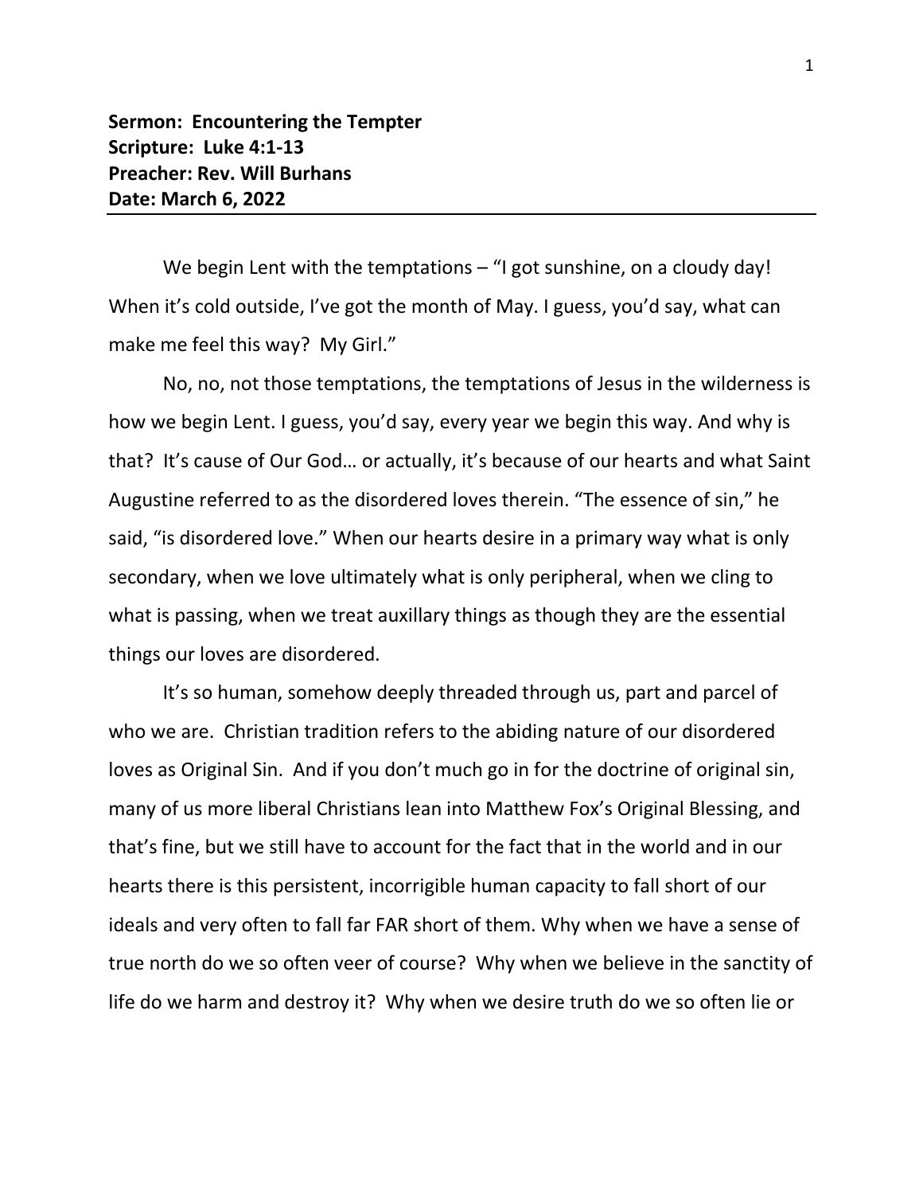**Sermon: Encountering the Tempter**
**Scripture: Luke 4:1-13**
**Preacher: Rev. Will Burhans**
**Date: March 6, 2022**

---

We begin Lent with the temptations – "I got sunshine, on a cloudy day! When it's cold outside, I've got the month of May. I guess, you'd say, what can make me feel this way? My Girl."

No, no, not those temptations, the temptations of Jesus in the wilderness is how we begin Lent. I guess, you'd say, every year we begin this way. And why is that? It's cause of Our God… or actually, it's because of our hearts and what Saint Augustine referred to as the disordered loves therein. "The essence of sin," he said, "is disordered love." When our hearts desire in a primary way what is only secondary, when we love ultimately what is only peripheral, when we cling to what is passing, when we treat auxillary things as though they are the essential things our loves are disordered.

It's so human, somehow deeply threaded through us, part and parcel of who we are. Christian tradition refers to the abiding nature of our disordered loves as Original Sin. And if you don't much go in for the doctrine of original sin, many of us more liberal Christians lean into Matthew Fox's Original Blessing, and that's fine, but we still have to account for the fact that in the world and in our hearts there is this persistent, incorrigible human capacity to fall short of our ideals and very often to fall far FAR short of them. Why when we have a sense of true north do we so often veer of course? Why when we believe in the sanctity of life do we harm and destroy it? Why when we desire truth do we so often lie or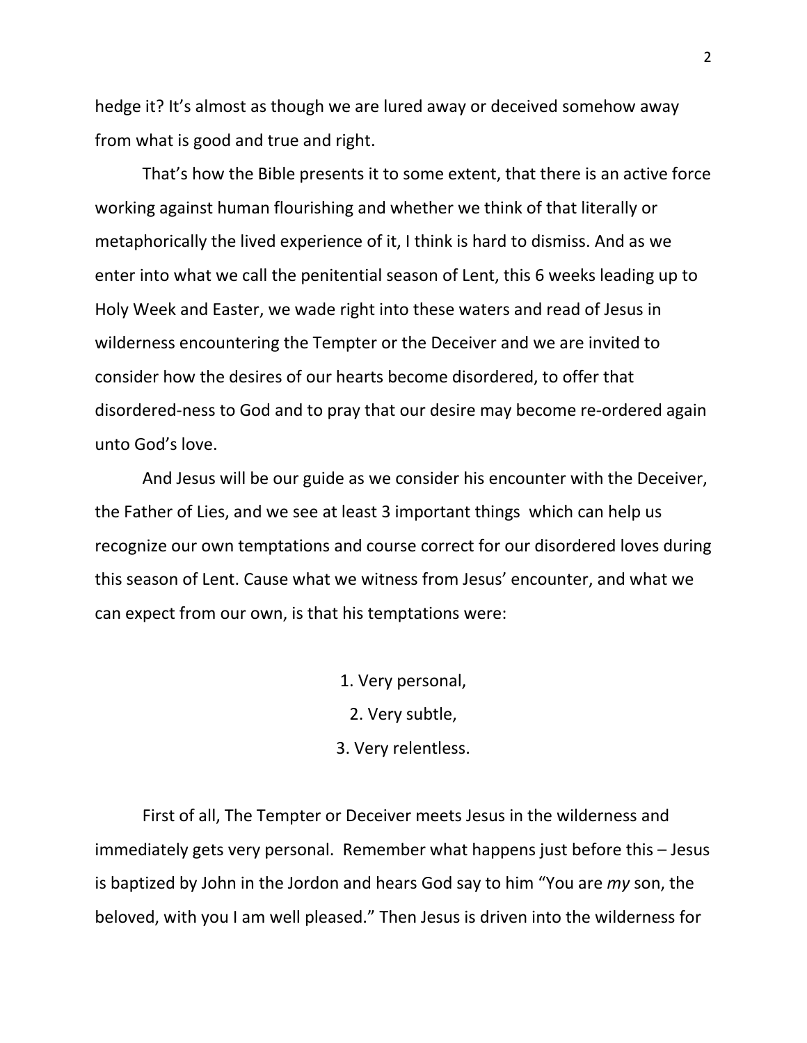hedge it? It's almost as though we are lured away or deceived somehow away from what is good and true and right.

That's how the Bible presents it to some extent, that there is an active force working against human flourishing and whether we think of that literally or metaphorically the lived experience of it, I think is hard to dismiss. And as we enter into what we call the penitential season of Lent, this 6 weeks leading up to Holy Week and Easter, we wade right into these waters and read of Jesus in wilderness encountering the Tempter or the Deceiver and we are invited to consider how the desires of our hearts become disordered, to offer that disordered-ness to God and to pray that our desire may become re-ordered again unto God's love.

And Jesus will be our guide as we consider his encounter with the Deceiver, the Father of Lies, and we see at least 3 important things which can help us recognize our own temptations and course correct for our disordered loves during this season of Lent. Cause what we witness from Jesus' encounter, and what we can expect from our own, is that his temptations were:

1. Very personal,
2. Very subtle,
3. Very relentless.

First of all, The Tempter or Deceiver meets Jesus in the wilderness and immediately gets very personal. Remember what happens just before this – Jesus is baptized by John in the Jordon and hears God say to him "You are *my* son, the beloved, with you I am well pleased." Then Jesus is driven into the wilderness for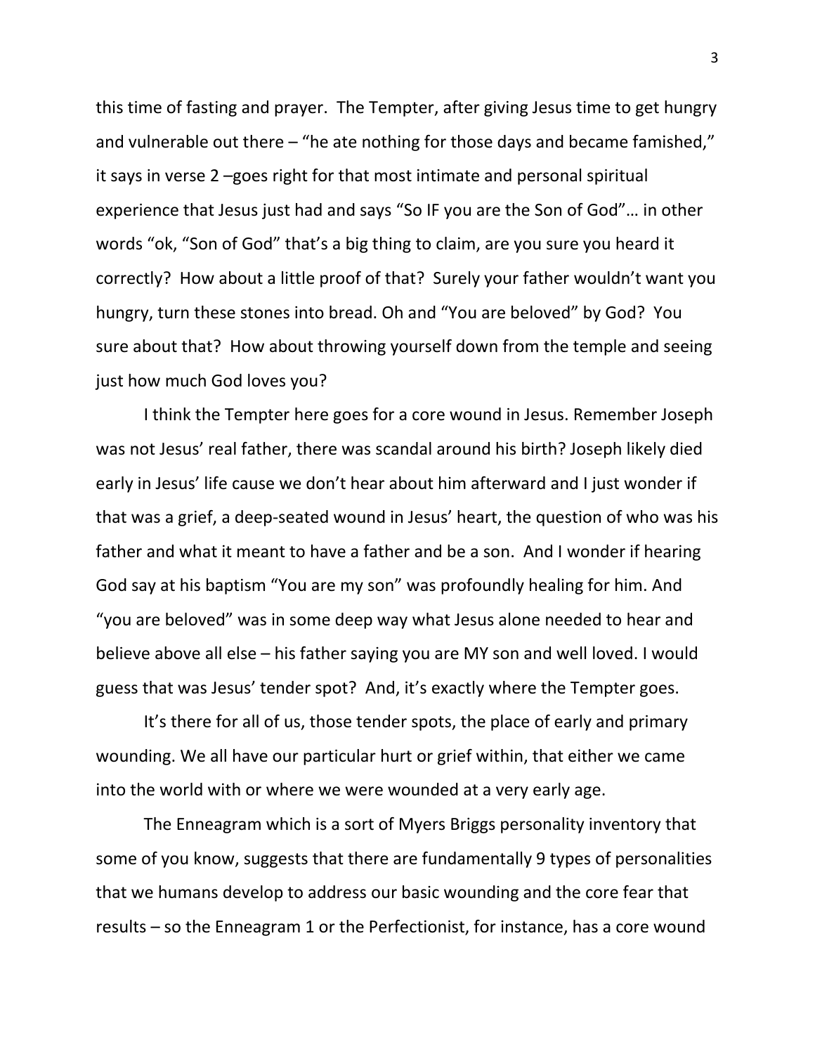this time of fasting and prayer. The Tempter, after giving Jesus time to get hungry and vulnerable out there – "he ate nothing for those days and became famished," it says in verse 2 –goes right for that most intimate and personal spiritual experience that Jesus just had and says "So IF you are the Son of God"… in other words "ok, "Son of God" that's a big thing to claim, are you sure you heard it correctly? How about a little proof of that? Surely your father wouldn't want you hungry, turn these stones into bread. Oh and "You are beloved" by God? You sure about that? How about throwing yourself down from the temple and seeing just how much God loves you?

I think the Tempter here goes for a core wound in Jesus. Remember Joseph was not Jesus' real father, there was scandal around his birth? Joseph likely died early in Jesus' life cause we don't hear about him afterward and I just wonder if that was a grief, a deep-seated wound in Jesus' heart, the question of who was his father and what it meant to have a father and be a son. And I wonder if hearing God say at his baptism "You are my son" was profoundly healing for him. And "you are beloved" was in some deep way what Jesus alone needed to hear and believe above all else – his father saying you are MY son and well loved. I would guess that was Jesus' tender spot? And, it's exactly where the Tempter goes.

It's there for all of us, those tender spots, the place of early and primary wounding. We all have our particular hurt or grief within, that either we came into the world with or where we were wounded at a very early age.

The Enneagram which is a sort of Myers Briggs personality inventory that some of you know, suggests that there are fundamentally 9 types of personalities that we humans develop to address our basic wounding and the core fear that results – so the Enneagram 1 or the Perfectionist, for instance, has a core wound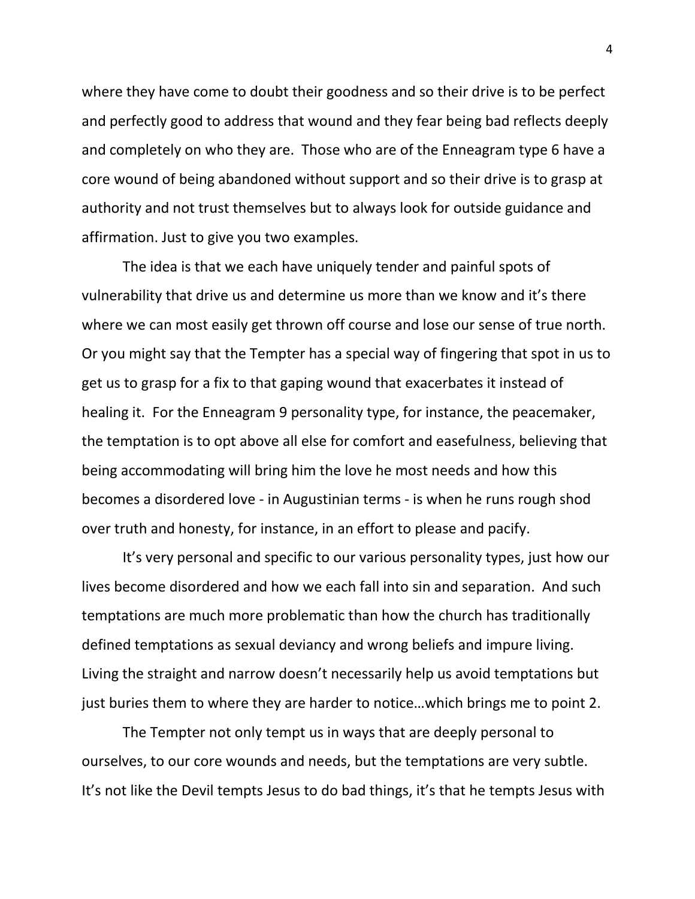where they have come to doubt their goodness and so their drive is to be perfect and perfectly good to address that wound and they fear being bad reflects deeply and completely on who they are. Those who are of the Enneagram type 6 have a core wound of being abandoned without support and so their drive is to grasp at authority and not trust themselves but to always look for outside guidance and affirmation. Just to give you two examples.

The idea is that we each have uniquely tender and painful spots of vulnerability that drive us and determine us more than we know and it's there where we can most easily get thrown off course and lose our sense of true north. Or you might say that the Tempter has a special way of fingering that spot in us to get us to grasp for a fix to that gaping wound that exacerbates it instead of healing it. For the Enneagram 9 personality type, for instance, the peacemaker, the temptation is to opt above all else for comfort and easefulness, believing that being accommodating will bring him the love he most needs and how this becomes a disordered love - in Augustinian terms - is when he runs rough shod over truth and honesty, for instance, in an effort to please and pacify.

It's very personal and specific to our various personality types, just how our lives become disordered and how we each fall into sin and separation. And such temptations are much more problematic than how the church has traditionally defined temptations as sexual deviancy and wrong beliefs and impure living. Living the straight and narrow doesn't necessarily help us avoid temptations but just buries them to where they are harder to notice…which brings me to point 2.

The Tempter not only tempt us in ways that are deeply personal to ourselves, to our core wounds and needs, but the temptations are very subtle. It's not like the Devil tempts Jesus to do bad things, it's that he tempts Jesus with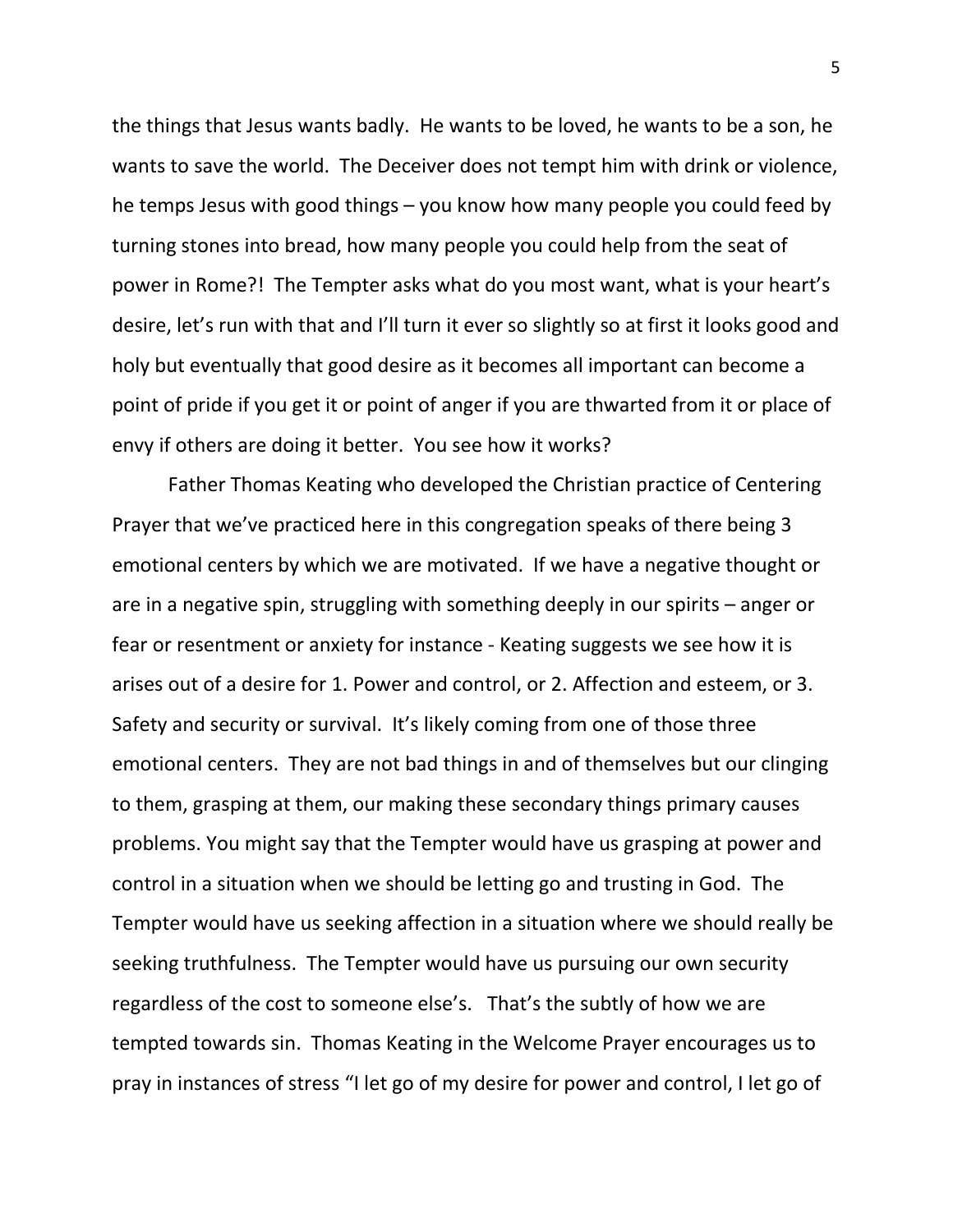the things that Jesus wants badly. He wants to be loved, he wants to be a son, he wants to save the world. The Deceiver does not tempt him with drink or violence, he temps Jesus with good things – you know how many people you could feed by turning stones into bread, how many people you could help from the seat of power in Rome?! The Tempter asks what do you most want, what is your heart's desire, let's run with that and I'll turn it ever so slightly so at first it looks good and holy but eventually that good desire as it becomes all important can become a point of pride if you get it or point of anger if you are thwarted from it or place of envy if others are doing it better. You see how it works?

Father Thomas Keating who developed the Christian practice of Centering Prayer that we've practiced here in this congregation speaks of there being 3 emotional centers by which we are motivated. If we have a negative thought or are in a negative spin, struggling with something deeply in our spirits – anger or fear or resentment or anxiety for instance - Keating suggests we see how it is arises out of a desire for 1. Power and control, or 2. Affection and esteem, or 3. Safety and security or survival. It's likely coming from one of those three emotional centers. They are not bad things in and of themselves but our clinging to them, grasping at them, our making these secondary things primary causes problems. You might say that the Tempter would have us grasping at power and control in a situation when we should be letting go and trusting in God. The Tempter would have us seeking affection in a situation where we should really be seeking truthfulness. The Tempter would have us pursuing our own security regardless of the cost to someone else's. That's the subtly of how we are tempted towards sin. Thomas Keating in the Welcome Prayer encourages us to pray in instances of stress "I let go of my desire for power and control, I let go of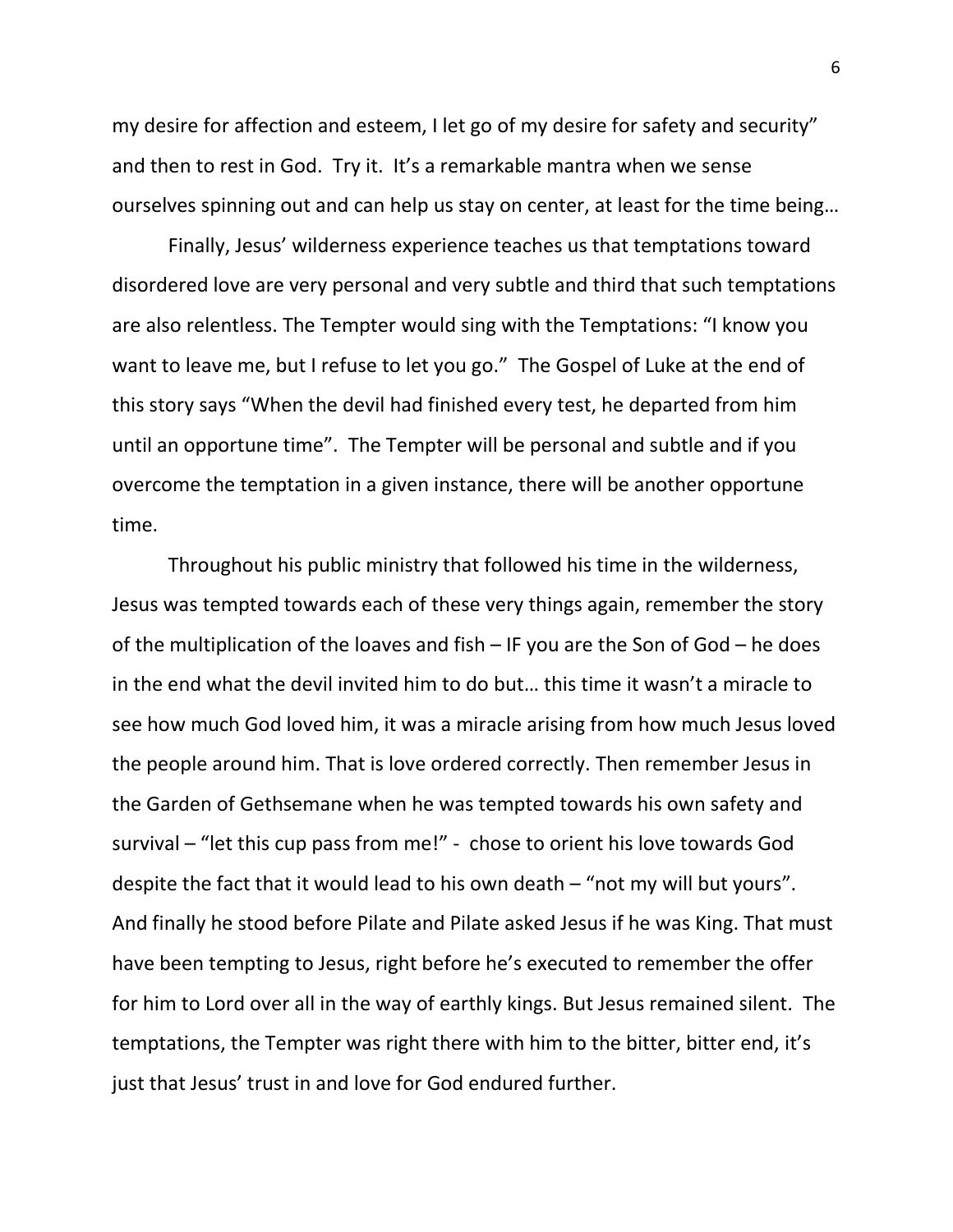my desire for affection and esteem, I let go of my desire for safety and security" and then to rest in God. Try it. It's a remarkable mantra when we sense ourselves spinning out and can help us stay on center, at least for the time being…

Finally, Jesus' wilderness experience teaches us that temptations toward disordered love are very personal and very subtle and third that such temptations are also relentless. The Tempter would sing with the Temptations: "I know you want to leave me, but I refuse to let you go." The Gospel of Luke at the end of this story says "When the devil had finished every test, he departed from him until an opportune time". The Tempter will be personal and subtle and if you overcome the temptation in a given instance, there will be another opportune time.

Throughout his public ministry that followed his time in the wilderness, Jesus was tempted towards each of these very things again, remember the story of the multiplication of the loaves and fish – IF you are the Son of God – he does in the end what the devil invited him to do but… this time it wasn't a miracle to see how much God loved him, it was a miracle arising from how much Jesus loved the people around him. That is love ordered correctly. Then remember Jesus in the Garden of Gethsemane when he was tempted towards his own safety and survival – "let this cup pass from me!" - chose to orient his love towards God despite the fact that it would lead to his own death – "not my will but yours". And finally he stood before Pilate and Pilate asked Jesus if he was King. That must have been tempting to Jesus, right before he's executed to remember the offer for him to Lord over all in the way of earthly kings. But Jesus remained silent. The temptations, the Tempter was right there with him to the bitter, bitter end, it's just that Jesus' trust in and love for God endured further.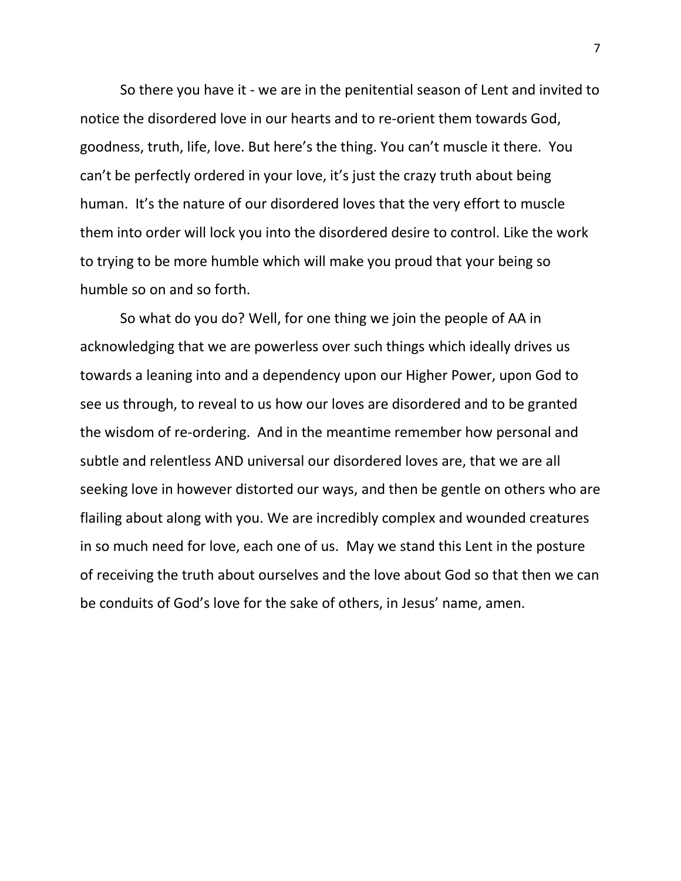So there you have it - we are in the penitential season of Lent and invited to notice the disordered love in our hearts and to re-orient them towards God, goodness, truth, life, love. But here's the thing. You can't muscle it there. You can't be perfectly ordered in your love, it's just the crazy truth about being human. It's the nature of our disordered loves that the very effort to muscle them into order will lock you into the disordered desire to control. Like the work to trying to be more humble which will make you proud that your being so humble so on and so forth.

So what do you do? Well, for one thing we join the people of AA in acknowledging that we are powerless over such things which ideally drives us towards a leaning into and a dependency upon our Higher Power, upon God to see us through, to reveal to us how our loves are disordered and to be granted the wisdom of re-ordering. And in the meantime remember how personal and subtle and relentless AND universal our disordered loves are, that we are all seeking love in however distorted our ways, and then be gentle on others who are flailing about along with you. We are incredibly complex and wounded creatures in so much need for love, each one of us. May we stand this Lent in the posture of receiving the truth about ourselves and the love about God so that then we can be conduits of God's love for the sake of others, in Jesus' name, amen.